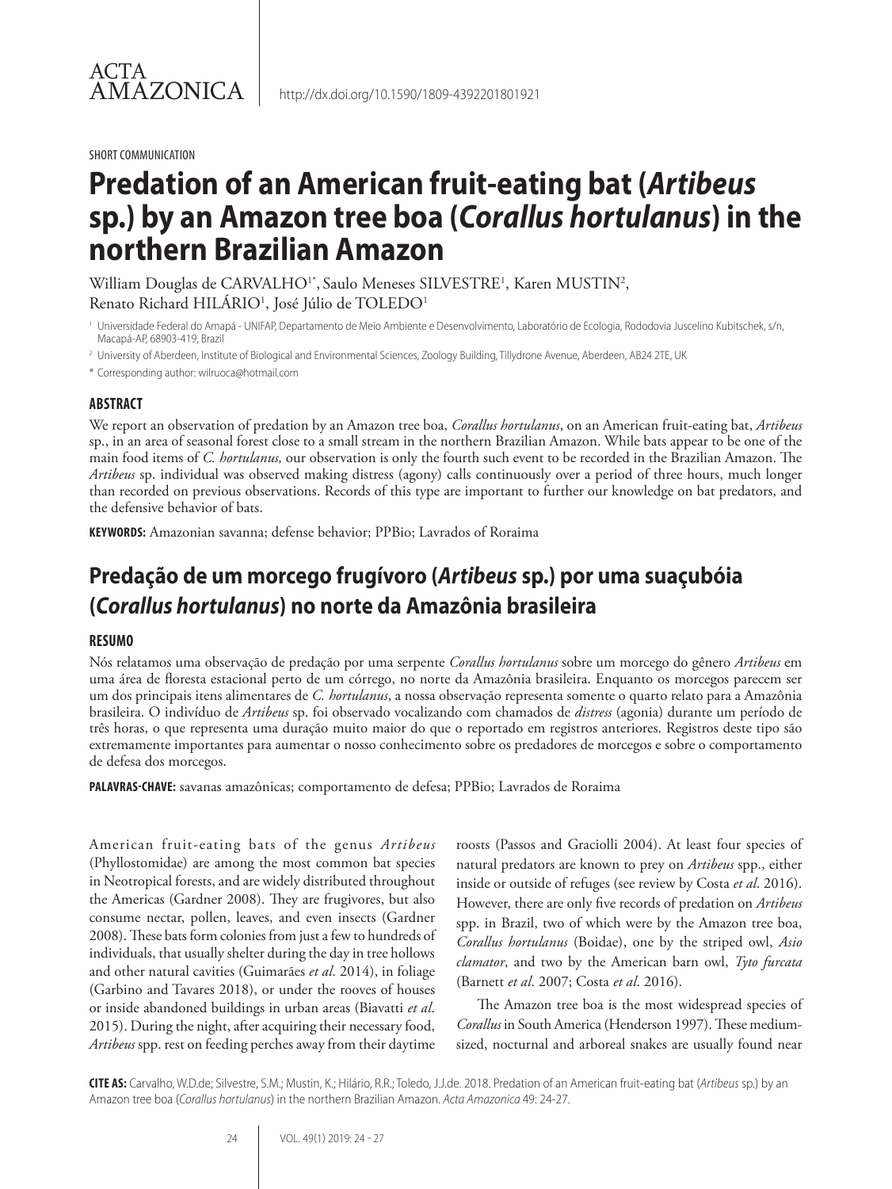SHORT COMMUNICATION

# Predation of an American fruit-eating bat (*Artibeus* sp.) by an Amazon tree boa (*Corallus hortulanus*) in the northern Brazilian Amazon

William Douglas de CARVALHO[1*], Saulo Meneses SILVESTRE[1], Karen MUSTIN[2], Renato Richard HILÁRIO[1], José Júlio de TOLEDO[1]

[1] Universidade Federal do Amapá - UNIFAP, Departamento de Meio Ambiente e Desenvolvimento, Laboratório de Ecologia, Rododovia Juscelino Kubitschek, s/n, Macapá-AP, 68903-419, Brazil

[2] University of Aberdeen, Institute of Biological and Environmental Sciences, Zoology Building, Tillydrone Avenue, Aberdeen, AB24 2TE, UK

\* Corresponding author: wilruoca@hotmail.com

## ABSTRACT

We report an observation of predation by an Amazon tree boa, *Corallus hortulanus*, on an American fruit-eating bat, *Artibeus* sp., in an area of seasonal forest close to a small stream in the northern Brazilian Amazon. While bats appear to be one of the main food items of *C. hortulanus,* our observation is only the fourth such event to be recorded in the Brazilian Amazon. The *Artibeus* sp. individual was observed making distress (agony) calls continuously over a period of three hours, much longer than recorded on previous observations. Records of this type are important to further our knowledge on bat predators, and the defensive behavior of bats.

**KEYWORDS:** Amazonian savanna; defense behavior; PPBio; Lavrados of Roraima

# Predação de um morcego frugívoro (*Artibeus* sp.) por uma suaçubóia (*Corallus hortulanus*) no norte da Amazônia brasileira

## RESUMO

Nós relatamos uma observação de predação por uma serpente *Corallus hortulanus* sobre um morcego do gênero *Artibeus* em uma área de floresta estacional perto de um córrego, no norte da Amazônia brasileira. Enquanto os morcegos parecem ser um dos principais itens alimentares de *C. hortulanus*, a nossa observação representa somente o quarto relato para a Amazônia brasileira. O indivíduo de *Artibeus* sp. foi observado vocalizando com chamados de *distress* (agonia) durante um período de três horas, o que representa uma duração muito maior do que o reportado em registros anteriores. Registros deste tipo são extremamente importantes para aumentar o nosso conhecimento sobre os predadores de morcegos e sobre o comportamento de defesa dos morcegos.

**PALAVRAS-CHAVE:** savanas amazônicas; comportamento de defesa; PPBio; Lavrados de Roraima

American fruit-eating bats of the genus *Artibeus* (Phyllostomidae) are among the most common bat species in Neotropical forests, and are widely distributed throughout the Americas (Gardner 2008). They are frugivores, but also consume nectar, pollen, leaves, and even insects (Gardner 2008). These bats form colonies from just a few to hundreds of individuals, that usually shelter during the day in tree hollows and other natural cavities (Guimarães *et al*. 2014), in foliage (Garbino and Tavares 2018), or under the rooves of houses or inside abandoned buildings in urban areas (Biavatti *et al*. 2015). During the night, after acquiring their necessary food, *Artibeus* spp. rest on feeding perches away from their daytime roosts (Passos and Graciolli 2004). At least four species of natural predators are known to prey on *Artibeus* spp., either inside or outside of refuges (see review by Costa *et al*. 2016). However, there are only five records of predation on *Artibeus* spp. in Brazil, two of which were by the Amazon tree boa, *Corallus hortulanus* (Boidae), one by the striped owl, *Asio clamator*, and two by the American barn owl, *Tyto furcata* (Barnett *et al*. 2007; Costa *et al*. 2016).

The Amazon tree boa is the most widespread species of *Corallus* in South America (Henderson 1997). These medium-sized, nocturnal and arboreal snakes are usually found near

**CITE AS:** Carvalho, W.D.de; Silvestre, S.M.; Mustin, K.; Hilário, R.R.; Toledo, J.J.de. 2018. Predation of an American fruit-eating bat (*Artibeus* sp.) by an Amazon tree boa (*Corallus hortulanus*) in the northern Brazilian Amazon. *Acta Amazonica* 49: 24-27.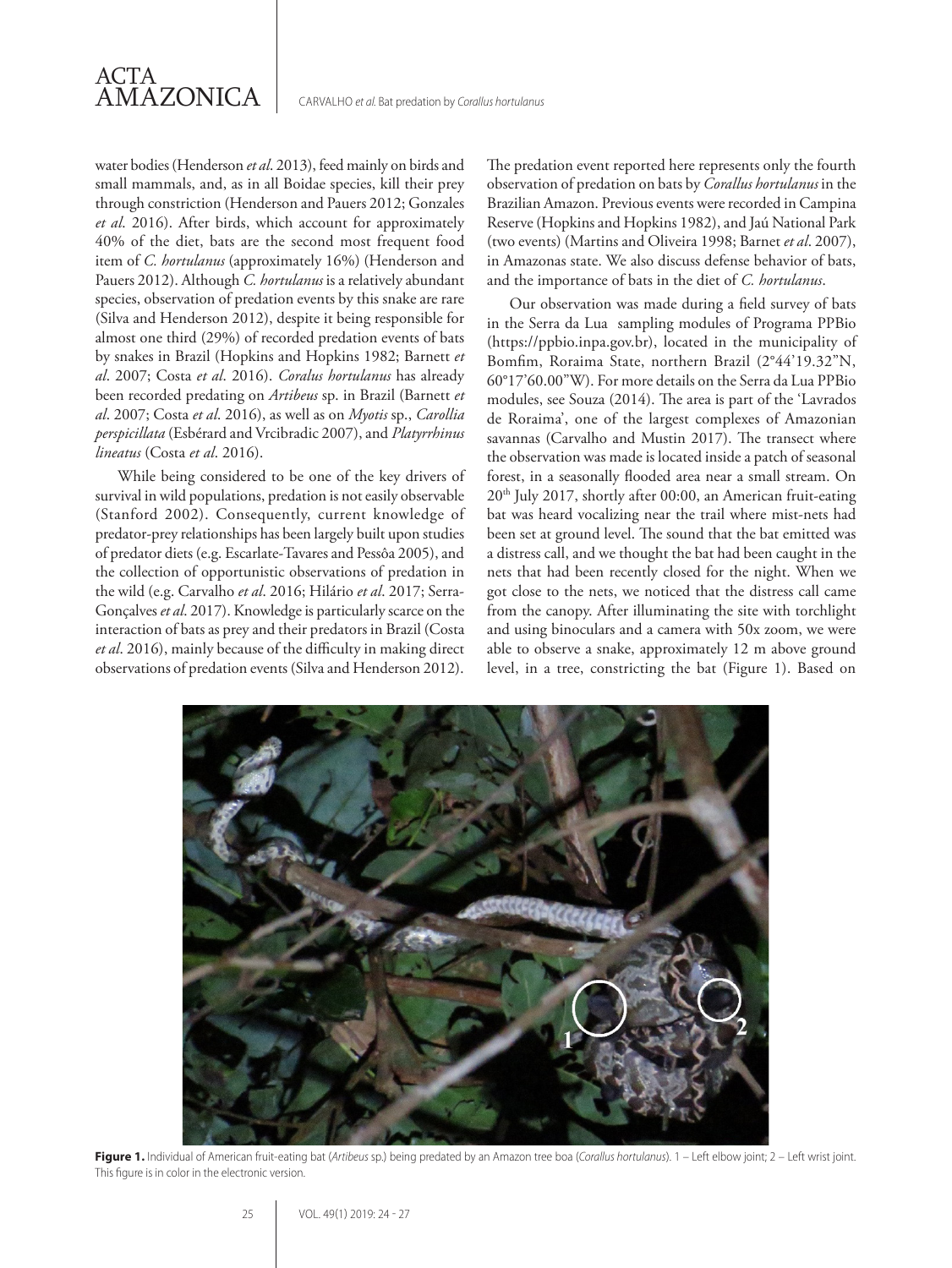water bodies (Henderson *et al*. 2013), feed mainly on birds and small mammals, and, as in all Boidae species, kill their prey through constriction (Henderson and Pauers 2012; Gonzales *et al*. 2016). After birds, which account for approximately 40% of the diet, bats are the second most frequent food item of *C. hortulanus* (approximately 16%) (Henderson and Pauers 2012). Although *C. hortulanus* is a relatively abundant species, observation of predation events by this snake are rare (Silva and Henderson 2012), despite it being responsible for almost one third (29%) of recorded predation events of bats by snakes in Brazil (Hopkins and Hopkins 1982; Barnett *et al*. 2007; Costa *et al*. 2016). *Coralus hortulanus* has already been recorded predating on *Artibeus* sp. in Brazil (Barnett *et al*. 2007; Costa *et al*. 2016), as well as on *Myotis* sp., *Carollia perspicillata* (Esbérard and Vrcibradic 2007), and *Platyrrhinus lineatus* (Costa *et al*. 2016).

While being considered to be one of the key drivers of survival in wild populations, predation is not easily observable (Stanford 2002). Consequently, current knowledge of predator-prey relationships has been largely built upon studies of predator diets (e.g. Escarlate-Tavares and Pessôa 2005), and the collection of opportunistic observations of predation in the wild (e.g. Carvalho *et al*. 2016; Hilário *et al*. 2017; Serra-Gonçalves *et al*. 2017). Knowledge is particularly scarce on the interaction of bats as prey and their predators in Brazil (Costa *et al*. 2016), mainly because of the difficulty in making direct observations of predation events (Silva and Henderson 2012).

The predation event reported here represents only the fourth observation of predation on bats by *Corallus hortulanus* in the Brazilian Amazon. Previous events were recorded in Campina Reserve (Hopkins and Hopkins 1982), and Jaú National Park (two events) (Martins and Oliveira 1998; Barnet *et al*. 2007), in Amazonas state. We also discuss defense behavior of bats, and the importance of bats in the diet of *C. hortulanus*.

Our observation was made during a field survey of bats in the Serra da Lua sampling modules of Programa PPBio (https://ppbio.inpa.gov.br), located in the municipality of Bomfim, Roraima State, northern Brazil (2°44'19.32"N, 60°17'60.00"W). For more details on the Serra da Lua PPBio modules, see Souza (2014). The area is part of the 'Lavrados de Roraima', one of the largest complexes of Amazonian savannas (Carvalho and Mustin 2017). The transect where the observation was made is located inside a patch of seasonal forest, in a seasonally flooded area near a small stream. On 20th July 2017, shortly after 00:00, an American fruit-eating bat was heard vocalizing near the trail where mist-nets had been set at ground level. The sound that the bat emitted was a distress call, and we thought the bat had been caught in the nets that had been recently closed for the night. When we got close to the nets, we noticed that the distress call came from the canopy. After illuminating the site with torchlight and using binoculars and a camera with 50x zoom, we were able to observe a snake, approximately 12 m above ground level, in a tree, constricting the bat (Figure 1). Based on

**Figure 1.** Individual of American fruit-eating bat (*Artibeus* sp.) being predated by an Amazon tree boa (*Corallus hortulanus*). 1 – Left elbow joint; 2 – Left wrist joint. This figure is in color in the electronic version.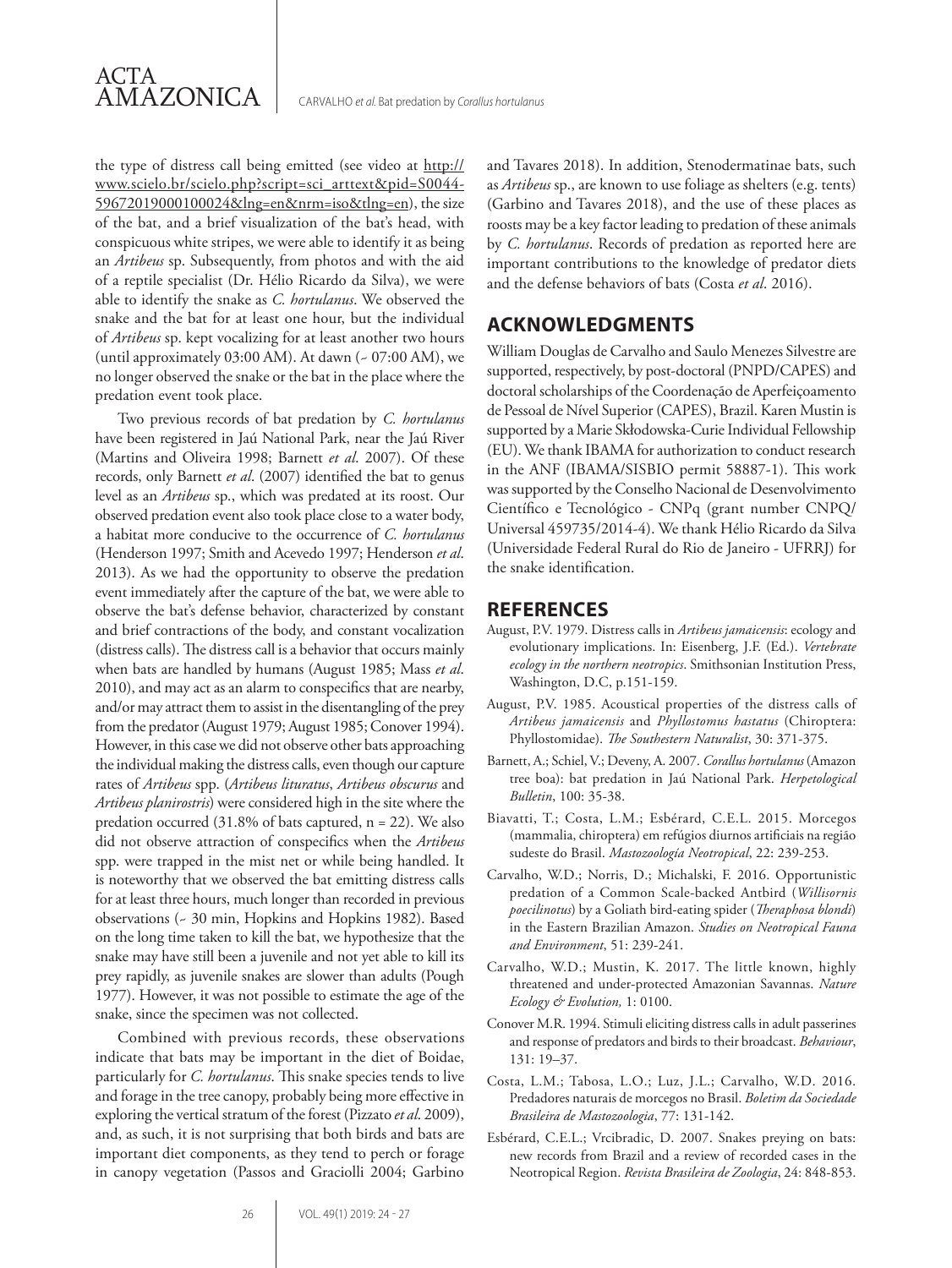the type of distress call being emitted (see video at http://www.scielo.br/scielo.php?script=sci_arttext&pid=S0044-59672019000100024&lng=en&nrm=iso&tlng=en), the size of the bat, and a brief visualization of the bat's head, with conspicuous white stripes, we were able to identify it as being an *Artibeus* sp. Subsequently, from photos and with the aid of a reptile specialist (Dr. Hélio Ricardo da Silva), we were able to identify the snake as *C. hortulanus*. We observed the snake and the bat for at least one hour, but the individual of *Artibeus* sp. kept vocalizing for at least another two hours (until approximately 03:00 AM). At dawn (~ 07:00 AM), we no longer observed the snake or the bat in the place where the predation event took place.

Two previous records of bat predation by *C. hortulanus* have been registered in Jaú National Park, near the Jaú River (Martins and Oliveira 1998; Barnett *et al*. 2007). Of these records, only Barnett *et al*. (2007) identified the bat to genus level as an *Artibeus* sp., which was predated at its roost. Our observed predation event also took place close to a water body, a habitat more conducive to the occurrence of *C. hortulanus* (Henderson 1997; Smith and Acevedo 1997; Henderson *et al*. 2013). As we had the opportunity to observe the predation event immediately after the capture of the bat, we were able to observe the bat's defense behavior, characterized by constant and brief contractions of the body, and constant vocalization (distress calls). The distress call is a behavior that occurs mainly when bats are handled by humans (August 1985; Mass *et al*. 2010), and may act as an alarm to conspecifics that are nearby, and/or may attract them to assist in the disentangling of the prey from the predator (August 1979; August 1985; Conover 1994). However, in this case we did not observe other bats approaching the individual making the distress calls, even though our capture rates of *Artibeus* spp. (*Artibeus lituratus*, *Artibeus obscurus* and *Artibeus planirostris*) were considered high in the site where the predation occurred (31.8% of bats captured, n = 22). We also did not observe attraction of conspecifics when the *Artibeus* spp. were trapped in the mist net or while being handled. It is noteworthy that we observed the bat emitting distress calls for at least three hours, much longer than recorded in previous observations (~ 30 min, Hopkins and Hopkins 1982). Based on the long time taken to kill the bat, we hypothesize that the snake may have still been a juvenile and not yet able to kill its prey rapidly, as juvenile snakes are slower than adults (Pough 1977). However, it was not possible to estimate the age of the snake, since the specimen was not collected.

Combined with previous records, these observations indicate that bats may be important in the diet of Boidae, particularly for *C. hortulanus*. This snake species tends to live and forage in the tree canopy, probably being more effective in exploring the vertical stratum of the forest (Pizzato *et al*. 2009), and, as such, it is not surprising that both birds and bats are important diet components, as they tend to perch or forage in canopy vegetation (Passos and Graciolli 2004; Garbino and Tavares 2018). In addition, Stenodermatinae bats, such as *Artibeus* sp., are known to use foliage as shelters (e.g. tents) (Garbino and Tavares 2018), and the use of these places as roosts may be a key factor leading to predation of these animals by *C. hortulanus*. Records of predation as reported here are important contributions to the knowledge of predator diets and the defense behaviors of bats (Costa *et al*. 2016).

## ACKNOWLEDGMENTS

William Douglas de Carvalho and Saulo Menezes Silvestre are supported, respectively, by post-doctoral (PNPD/CAPES) and doctoral scholarships of the Coordenação de Aperfeiçoamento de Pessoal de Nível Superior (CAPES), Brazil. Karen Mustin is supported by a Marie Skłodowska-Curie Individual Fellowship (EU). We thank IBAMA for authorization to conduct research in the ANF (IBAMA/SISBIO permit 58887-1). This work was supported by the Conselho Nacional de Desenvolvimento Científico e Tecnológico - CNPq (grant number CNPQ/Universal 459735/2014-4). We thank Hélio Ricardo da Silva (Universidade Federal Rural do Rio de Janeiro - UFRRJ) for the snake identification.

## REFERENCES

August, P.V. 1979. Distress calls in *Artibeus jamaicensis*: ecology and evolutionary implications. In: Eisenberg, J.F. (Ed.). *Vertebrate ecology in the northern neotropics*. Smithsonian Institution Press, Washington, D.C, p.151-159.

August, P.V. 1985. Acoustical properties of the distress calls of *Artibeus jamaicensis* and *Phyllostomus hastatus* (Chiroptera: Phyllostomidae). *The Southestern Naturalist*, 30: 371-375.

Barnett, A.; Schiel, V.; Deveny, A. 2007. *Corallus hortulanus* (Amazon tree boa): bat predation in Jaú National Park. *Herpetological Bulletin*, 100: 35-38.

Biavatti, T.; Costa, L.M.; Esbérard, C.E.L. 2015. Morcegos (mammalia, chiroptera) em refúgios diurnos artificiais na região sudeste do Brasil. *Mastozoología Neotropical*, 22: 239-253.

Carvalho, W.D.; Norris, D.; Michalski, F. 2016. Opportunistic predation of a Common Scale-backed Antbird (*Willisornis poecilinotus*) by a Goliath bird-eating spider (*Theraphosa blondi*) in the Eastern Brazilian Amazon. *Studies on Neotropical Fauna and Environment*, 51: 239-241.

Carvalho, W.D.; Mustin, K. 2017. The little known, highly threatened and under-protected Amazonian Savannas. *Nature Ecology & Evolution,* 1: 0100.

Conover M.R. 1994. Stimuli eliciting distress calls in adult passerines and response of predators and birds to their broadcast. *Behaviour*, 131: 19–37.

Costa, L.M.; Tabosa, L.O.; Luz, J.L.; Carvalho, W.D. 2016. Predadores naturais de morcegos no Brasil. *Boletim da Sociedade Brasileira de Mastozoologia*, 77: 131-142.

Esbérard, C.E.L.; Vrcibradic, D. 2007. Snakes preying on bats: new records from Brazil and a review of recorded cases in the Neotropical Region. *Revista Brasileira de Zoologia*, 24: 848-853.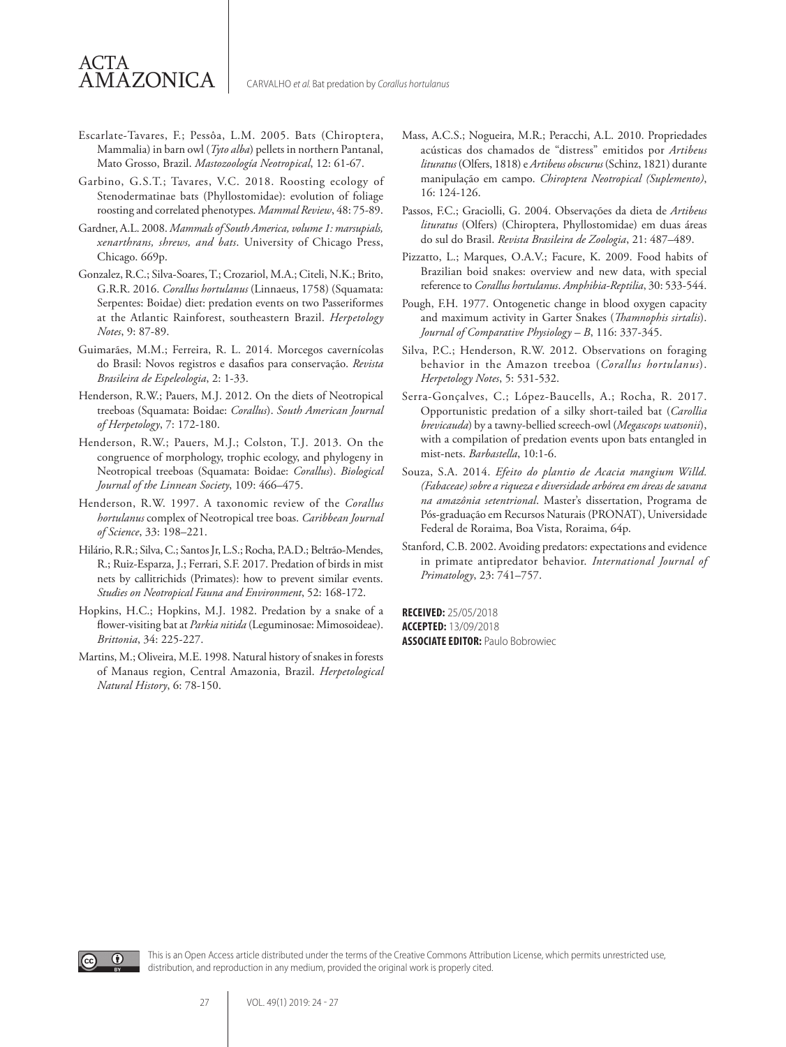Escarlate-Tavares, F.; Pessôa, L.M. 2005. Bats (Chiroptera, Mammalia) in barn owl (*Tyto alba*) pellets in northern Pantanal, Mato Grosso, Brazil. *Mastozoología Neotropical*, 12: 61-67.

Garbino, G.S.T.; Tavares, V.C. 2018. Roosting ecology of Stenodermatinae bats (Phyllostomidae): evolution of foliage roosting and correlated phenotypes. *Mammal Review*, 48: 75-89.

Gardner, A.L. 2008. *Mammals of South America, volume 1: marsupials, xenarthrans, shrews, and bats*. University of Chicago Press, Chicago. 669p.

Gonzalez, R.C.; Silva-Soares, T.; Crozariol, M.A.; Citeli, N.K.; Brito, G.R.R. 2016. *Corallus hortulanus* (Linnaeus, 1758) (Squamata: Serpentes: Boidae) diet: predation events on two Passeriformes at the Atlantic Rainforest, southeastern Brazil. *Herpetology Notes*, 9: 87-89.

Guimarães, M.M.; Ferreira, R. L. 2014. Morcegos cavernícolas do Brasil: Novos registros e dasafios para conservação. *Revista Brasileira de Espeleologia*, 2: 1-33.

Henderson, R.W.; Pauers, M.J. 2012. On the diets of Neotropical treeboas (Squamata: Boidae: *Corallus*). *South American Journal of Herpetology*, 7: 172-180.

Henderson, R.W.; Pauers, M.J.; Colston, T.J. 2013. On the congruence of morphology, trophic ecology, and phylogeny in Neotropical treeboas (Squamata: Boidae: *Corallus*). *Biological Journal of the Linnean Society*, 109: 466–475.

Henderson, R.W. 1997. A taxonomic review of the *Corallus hortulanus* complex of Neotropical tree boas. *Caribbean Journal of Science*, 33: 198–221.

Hilário, R.R.; Silva, C.; Santos Jr, L.S.; Rocha, P.A.D.; Beltrão-Mendes, R.; Ruiz-Esparza, J.; Ferrari, S.F. 2017. Predation of birds in mist nets by callitrichids (Primates): how to prevent similar events. *Studies on Neotropical Fauna and Environment*, 52: 168-172.

Hopkins, H.C.; Hopkins, M.J. 1982. Predation by a snake of a flower-visiting bat at *Parkia nitida* (Leguminosae: Mimosoideae). *Brittonia*, 34: 225-227.

Martins, M.; Oliveira, M.E. 1998. Natural history of snakes in forests of Manaus region, Central Amazonia, Brazil. *Herpetological Natural History*, 6: 78-150.

Mass, A.C.S.; Nogueira, M.R.; Peracchi, A.L. 2010. Propriedades acústicas dos chamados de "distress" emitidos por *Artibeus lituratus* (Olfers, 1818) e *Artibeus obscurus* (Schinz, 1821) durante manipulação em campo. *Chiroptera Neotropical (Suplemento)*, 16: 124-126.

Passos, F.C.; Graciolli, G. 2004. Observações da dieta de *Artibeus lituratus* (Olfers) (Chiroptera, Phyllostomidae) em duas áreas do sul do Brasil. *Revista Brasileira de Zoologia*, 21: 487–489.

Pizzatto, L.; Marques, O.A.V.; Facure, K. 2009. Food habits of Brazilian boid snakes: overview and new data, with special reference to *Corallus hortulanus*. *Amphibia-Reptilia*, 30: 533-544.

Pough, F.H. 1977. Ontogenetic change in blood oxygen capacity and maximum activity in Garter Snakes (*Thamnophis sirtalis*). *Journal of Comparative Physiology – B*, 116: 337-345.

Silva, P.C.; Henderson, R.W. 2012. Observations on foraging behavior in the Amazon treeboa (*Corallus hortulanus*). *Herpetology Notes*, 5: 531-532.

Serra-Gonçalves, C.; López-Baucells, A.; Rocha, R. 2017. Opportunistic predation of a silky short-tailed bat (*Carollia brevicauda*) by a tawny-bellied screech-owl (*Megascops watsonii*), with a compilation of predation events upon bats entangled in mist-nets. *Barbastella*, 10:1-6.

Souza, S.A. 2014. *Efeito do plantio de Acacia mangium Willd. (Fabaceae) sobre a riqueza e diversidade arbórea em áreas de savana na amazônia setentrional*. Master's dissertation, Programa de Pós-graduação em Recursos Naturais (PRONAT), Universidade Federal de Roraima, Boa Vista, Roraima, 64p.

Stanford, C.B. 2002. Avoiding predators: expectations and evidence in primate antipredator behavior. *International Journal of Primatology*, 23: 741–757.

**RECEIVED:** 25/05/2018
**ACCEPTED:** 13/09/2018
**ASSOCIATE EDITOR:** Paulo Bobrowiec

This is an Open Access article distributed under the terms of the Creative Commons Attribution License, which permits unrestricted use, distribution, and reproduction in any medium, provided the original work is properly cited.